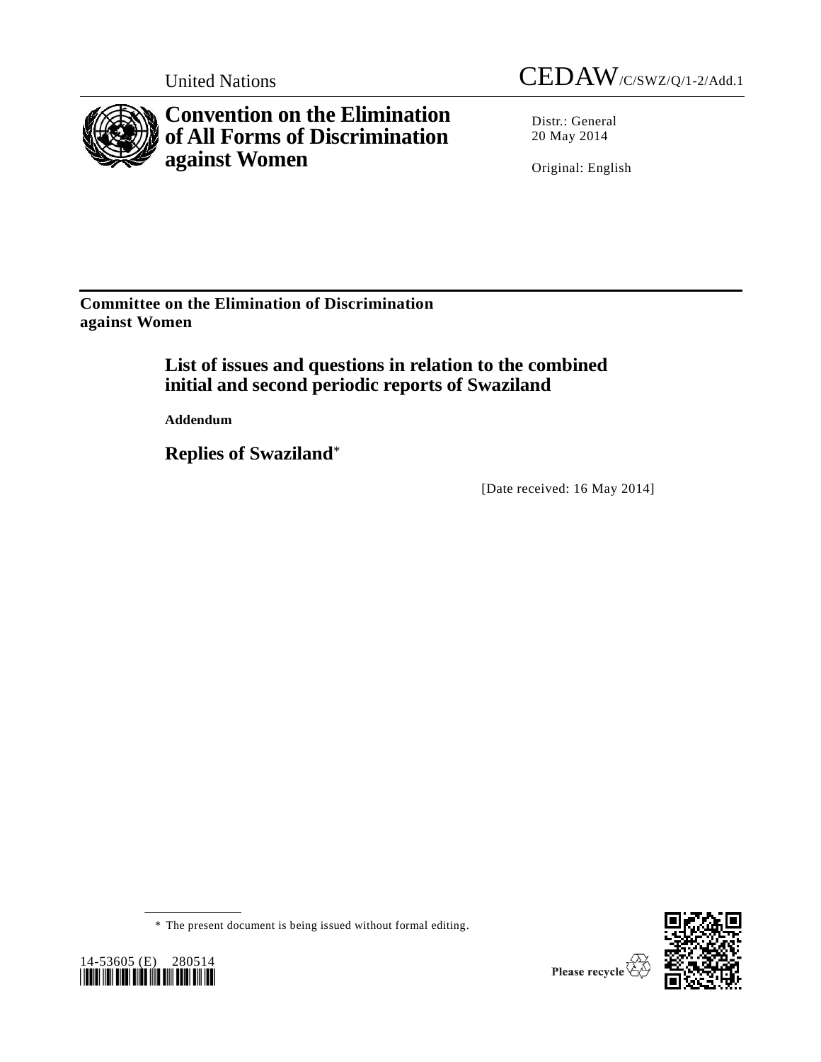United Nations CEDAW/C/SWZ/Q/1-2/Add.1

# Convention on the Elimination of All Forms of Discrimination against Women

Distr.: General
20 May 2014

Original: English

**Committee on the Elimination of Discrimination against Women**

## List of issues and questions in relation to the combined initial and second periodic reports of Swaziland

**Addendum**

## Replies of Swaziland*

[Date received: 16 May 2014]

\* The present document is being issued without formal editing.

14-53605 (E) 280514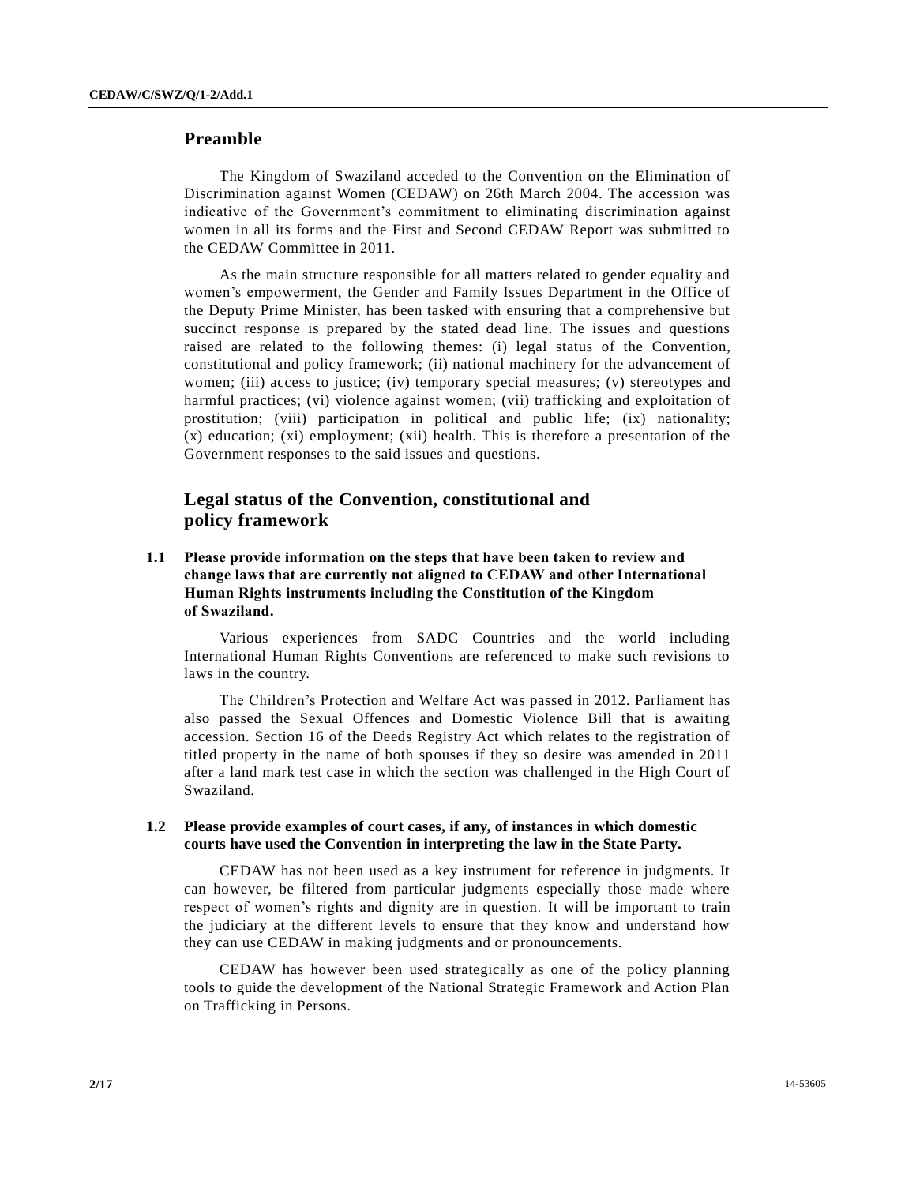## Preamble

The Kingdom of Swaziland acceded to the Convention on the Elimination of Discrimination against Women (CEDAW) on 26th March 2004. The accession was indicative of the Government's commitment to eliminating discrimination against women in all its forms and the First and Second CEDAW Report was submitted to the CEDAW Committee in 2011.

As the main structure responsible for all matters related to gender equality and women's empowerment, the Gender and Family Issues Department in the Office of the Deputy Prime Minister, has been tasked with ensuring that a comprehensive but succinct response is prepared by the stated dead line. The issues and questions raised are related to the following themes: (i) legal status of the Convention, constitutional and policy framework; (ii) national machinery for the advancement of women; (iii) access to justice; (iv) temporary special measures; (v) stereotypes and harmful practices; (vi) violence against women; (vii) trafficking and exploitation of prostitution; (viii) participation in political and public life; (ix) nationality; (x) education; (xi) employment; (xii) health. This is therefore a presentation of the Government responses to the said issues and questions.

## Legal status of the Convention, constitutional and policy framework

### 1.1 Please provide information on the steps that have been taken to review and change laws that are currently not aligned to CEDAW and other International Human Rights instruments including the Constitution of the Kingdom of Swaziland.

Various experiences from SADC Countries and the world including International Human Rights Conventions are referenced to make such revisions to laws in the country.

The Children's Protection and Welfare Act was passed in 2012. Parliament has also passed the Sexual Offences and Domestic Violence Bill that is awaiting accession. Section 16 of the Deeds Registry Act which relates to the registration of titled property in the name of both spouses if they so desire was amended in 2011 after a land mark test case in which the section was challenged in the High Court of Swaziland.

### 1.2 Please provide examples of court cases, if any, of instances in which domestic courts have used the Convention in interpreting the law in the State Party.

CEDAW has not been used as a key instrument for reference in judgments. It can however, be filtered from particular judgments especially those made where respect of women's rights and dignity are in question. It will be important to train the judiciary at the different levels to ensure that they know and understand how they can use CEDAW in making judgments and or pronouncements.

CEDAW has however been used strategically as one of the policy planning tools to guide the development of the National Strategic Framework and Action Plan on Trafficking in Persons.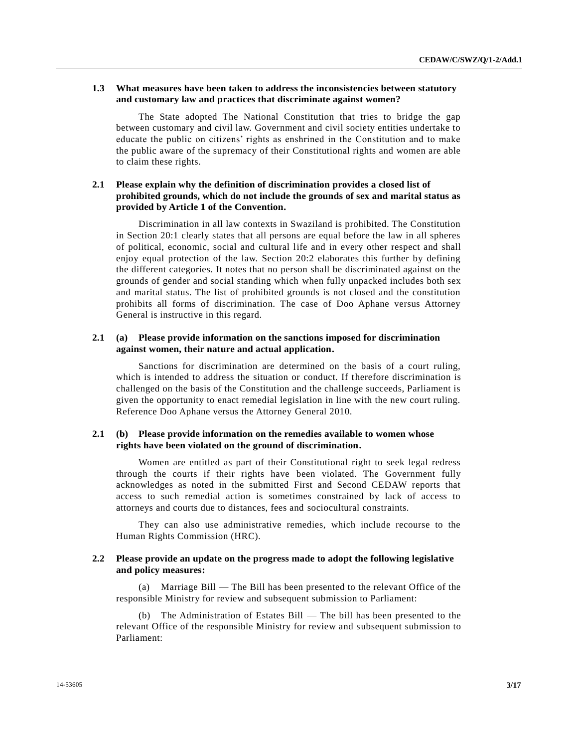**1.3 What measures have been taken to address the inconsistencies between statutory and customary law and practices that discriminate against women?**

The State adopted The National Constitution that tries to bridge the gap between customary and civil law. Government and civil society entities undertake to educate the public on citizens' rights as enshrined in the Constitution and to make the public aware of the supremacy of their Constitutional rights and women are able to claim these rights.

**2.1 Please explain why the definition of discrimination provides a closed list of prohibited grounds, which do not include the grounds of sex and marital status as provided by Article 1 of the Convention.**

Discrimination in all law contexts in Swaziland is prohibited. The Constitution in Section 20:1 clearly states that all persons are equal before the law in all spheres of political, economic, social and cultural life and in every other respect and shall enjoy equal protection of the law. Section 20:2 elaborates this further by defining the different categories. It notes that no person shall be discriminated against on the grounds of gender and social standing which when fully unpacked includes both sex and marital status. The list of prohibited grounds is not closed and the constitution prohibits all forms of discrimination. The case of Doo Aphane versus Attorney General is instructive in this regard.

**2.1 (a) Please provide information on the sanctions imposed for discrimination against women, their nature and actual application.**

Sanctions for discrimination are determined on the basis of a court ruling, which is intended to address the situation or conduct. If therefore discrimination is challenged on the basis of the Constitution and the challenge succeeds, Parliament is given the opportunity to enact remedial legislation in line with the new court ruling. Reference Doo Aphane versus the Attorney General 2010.

**2.1 (b) Please provide information on the remedies available to women whose rights have been violated on the ground of discrimination.**

Women are entitled as part of their Constitutional right to seek legal redress through the courts if their rights have been violated. The Government fully acknowledges as noted in the submitted First and Second CEDAW reports that access to such remedial action is sometimes constrained by lack of access to attorneys and courts due to distances, fees and sociocultural constraints.

They can also use administrative remedies, which include recourse to the Human Rights Commission (HRC).

**2.2 Please provide an update on the progress made to adopt the following legislative and policy measures:**

(a) Marriage Bill — The Bill has been presented to the relevant Office of the responsible Ministry for review and subsequent submission to Parliament:

(b) The Administration of Estates Bill — The bill has been presented to the relevant Office of the responsible Ministry for review and subsequent submission to Parliament: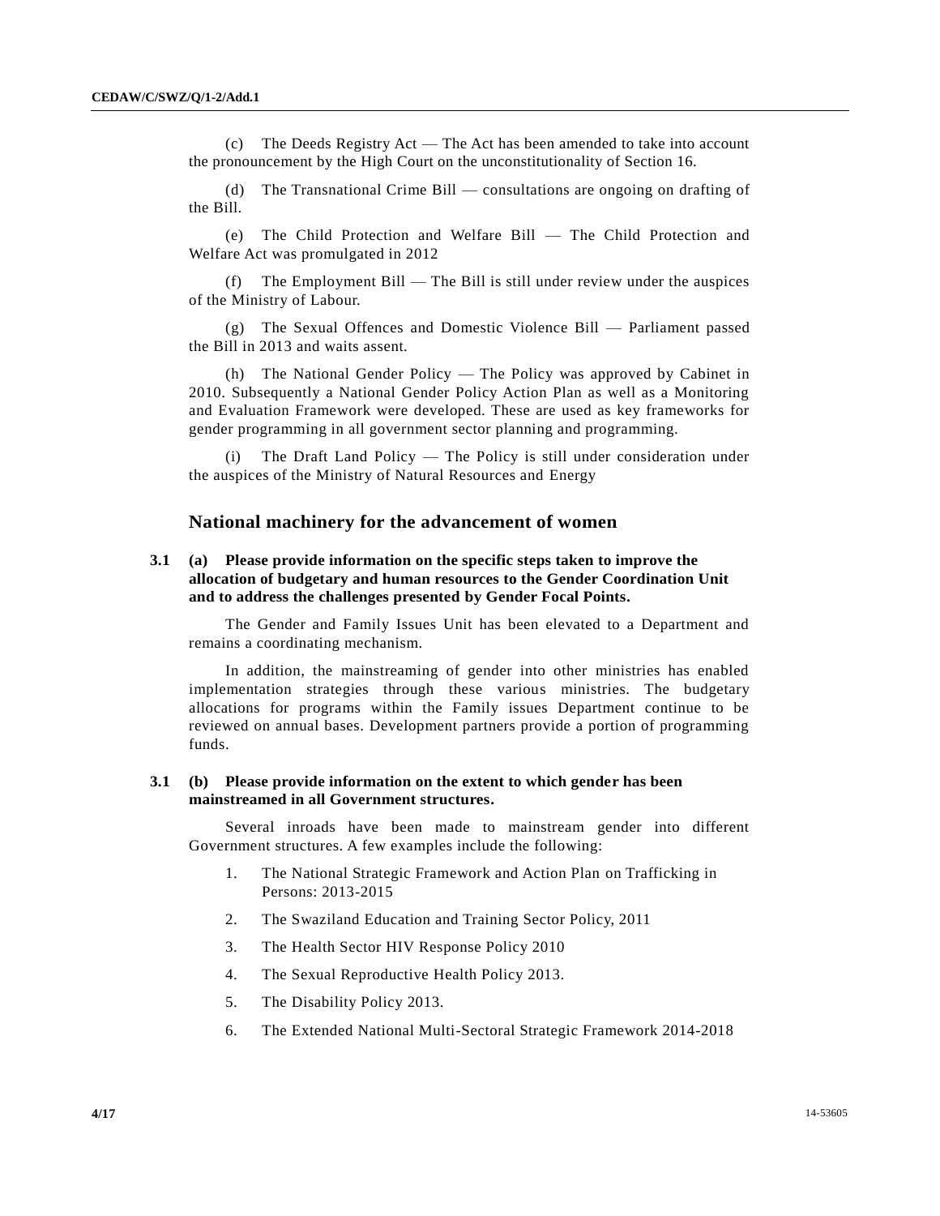(c) The Deeds Registry Act — The Act has been amended to take into account the pronouncement by the High Court on the unconstitutionality of Section 16.

(d) The Transnational Crime Bill — consultations are ongoing on drafting of the Bill.

(e) The Child Protection and Welfare Bill — The Child Protection and Welfare Act was promulgated in 2012

(f) The Employment Bill — The Bill is still under review under the auspices of the Ministry of Labour.

(g) The Sexual Offences and Domestic Violence Bill — Parliament passed the Bill in 2013 and waits assent.

(h) The National Gender Policy — The Policy was approved by Cabinet in 2010. Subsequently a National Gender Policy Action Plan as well as a Monitoring and Evaluation Framework were developed. These are used as key frameworks for gender programming in all government sector planning and programming.

(i) The Draft Land Policy — The Policy is still under consideration under the auspices of the Ministry of Natural Resources and Energy

## National machinery for the advancement of women

**3.1 (a) Please provide information on the specific steps taken to improve the allocation of budgetary and human resources to the Gender Coordination Unit and to address the challenges presented by Gender Focal Points.**

The Gender and Family Issues Unit has been elevated to a Department and remains a coordinating mechanism.

In addition, the mainstreaming of gender into other ministries has enabled implementation strategies through these various ministries. The budgetary allocations for programs within the Family issues Department continue to be reviewed on annual bases. Development partners provide a portion of programming funds.

**3.1 (b) Please provide information on the extent to which gender has been mainstreamed in all Government structures.**

Several inroads have been made to mainstream gender into different Government structures. A few examples include the following:

1. The National Strategic Framework and Action Plan on Trafficking in Persons: 2013-2015
2. The Swaziland Education and Training Sector Policy, 2011
3. The Health Sector HIV Response Policy 2010
4. The Sexual Reproductive Health Policy 2013.
5. The Disability Policy 2013.
6. The Extended National Multi-Sectoral Strategic Framework 2014-2018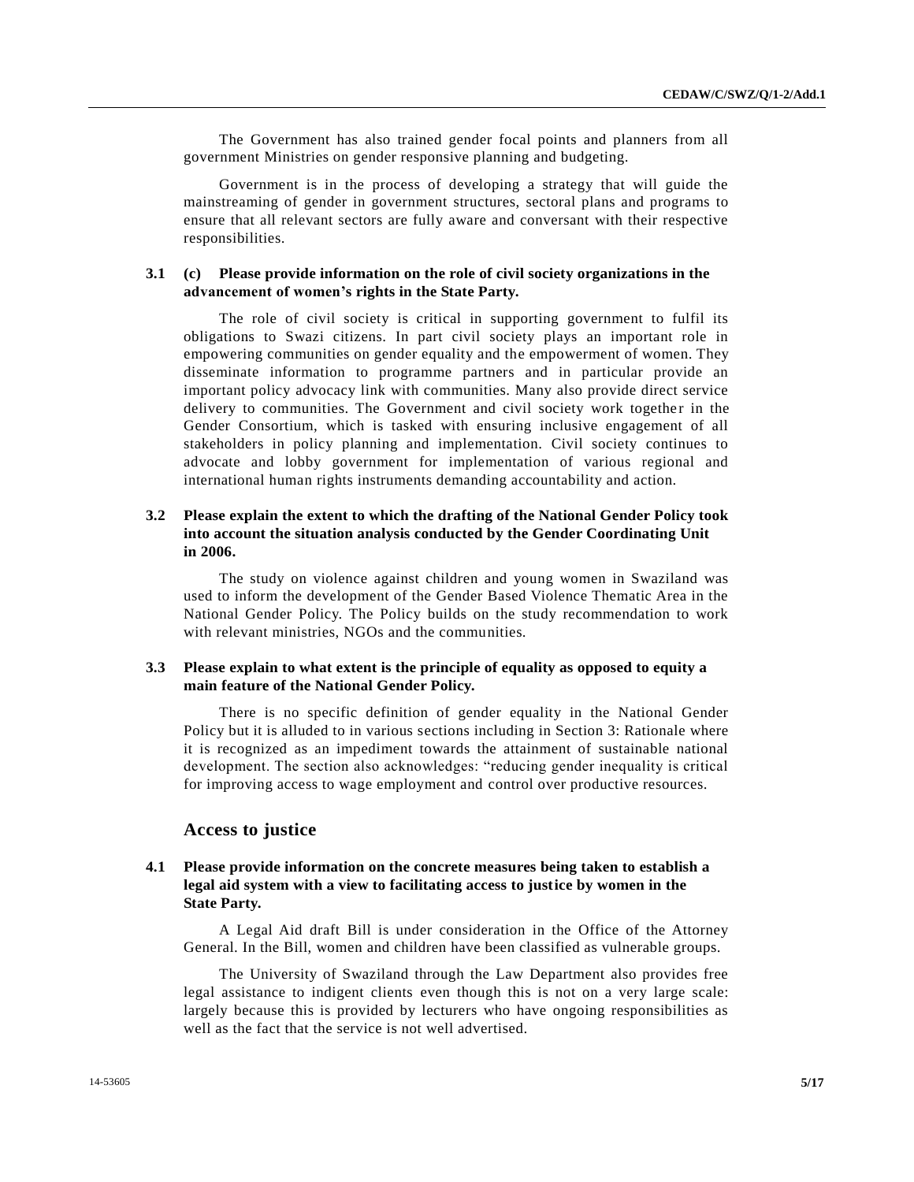The Government has also trained gender focal points and planners from all government Ministries on gender responsive planning and budgeting.

Government is in the process of developing a strategy that will guide the mainstreaming of gender in government structures, sectoral plans and programs to ensure that all relevant sectors are fully aware and conversant with their respective responsibilities.

**3.1 (c) Please provide information on the role of civil society organizations in the advancement of women's rights in the State Party.**

The role of civil society is critical in supporting government to fulfil its obligations to Swazi citizens. In part civil society plays an important role in empowering communities on gender equality and the empowerment of women. They disseminate information to programme partners and in particular provide an important policy advocacy link with communities. Many also provide direct service delivery to communities. The Government and civil society work together in the Gender Consortium, which is tasked with ensuring inclusive engagement of all stakeholders in policy planning and implementation. Civil society continues to advocate and lobby government for implementation of various regional and international human rights instruments demanding accountability and action.

**3.2 Please explain the extent to which the drafting of the National Gender Policy took into account the situation analysis conducted by the Gender Coordinating Unit in 2006.**

The study on violence against children and young women in Swaziland was used to inform the development of the Gender Based Violence Thematic Area in the National Gender Policy. The Policy builds on the study recommendation to work with relevant ministries, NGOs and the communities.

**3.3 Please explain to what extent is the principle of equality as opposed to equity a main feature of the National Gender Policy.**

There is no specific definition of gender equality in the National Gender Policy but it is alluded to in various sections including in Section 3: Rationale where it is recognized as an impediment towards the attainment of sustainable national development. The section also acknowledges: "reducing gender inequality is critical for improving access to wage employment and control over productive resources.

## Access to justice

**4.1 Please provide information on the concrete measures being taken to establish a legal aid system with a view to facilitating access to justice by women in the State Party.**

A Legal Aid draft Bill is under consideration in the Office of the Attorney General. In the Bill, women and children have been classified as vulnerable groups.

The University of Swaziland through the Law Department also provides free legal assistance to indigent clients even though this is not on a very large scale: largely because this is provided by lecturers who have ongoing responsibilities as well as the fact that the service is not well advertised.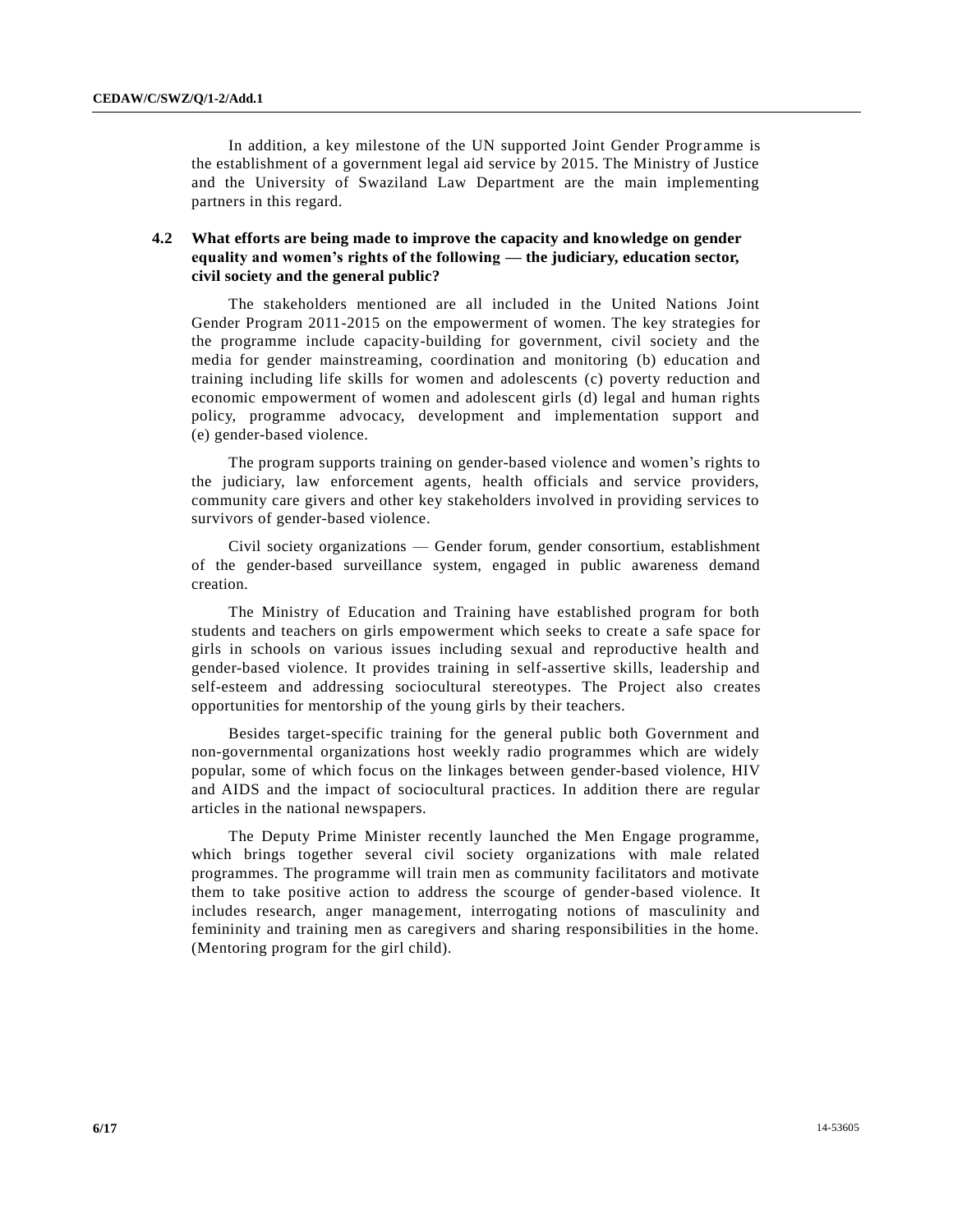In addition, a key milestone of the UN supported Joint Gender Programme is the establishment of a government legal aid service by 2015. The Ministry of Justice and the University of Swaziland Law Department are the main implementing partners in this regard.

**4.2 What efforts are being made to improve the capacity and knowledge on gender equality and women's rights of the following — the judiciary, education sector, civil society and the general public?**

The stakeholders mentioned are all included in the United Nations Joint Gender Program 2011-2015 on the empowerment of women. The key strategies for the programme include capacity-building for government, civil society and the media for gender mainstreaming, coordination and monitoring (b) education and training including life skills for women and adolescents (c) poverty reduction and economic empowerment of women and adolescent girls (d) legal and human rights policy, programme advocacy, development and implementation support and (e) gender-based violence.

The program supports training on gender-based violence and women's rights to the judiciary, law enforcement agents, health officials and service providers, community care givers and other key stakeholders involved in providing services to survivors of gender-based violence.

Civil society organizations — Gender forum, gender consortium, establishment of the gender-based surveillance system, engaged in public awareness demand creation.

The Ministry of Education and Training have established program for both students and teachers on girls empowerment which seeks to create a safe space for girls in schools on various issues including sexual and reproductive health and gender-based violence. It provides training in self-assertive skills, leadership and self-esteem and addressing sociocultural stereotypes. The Project also creates opportunities for mentorship of the young girls by their teachers.

Besides target-specific training for the general public both Government and non-governmental organizations host weekly radio programmes which are widely popular, some of which focus on the linkages between gender-based violence, HIV and AIDS and the impact of sociocultural practices. In addition there are regular articles in the national newspapers.

The Deputy Prime Minister recently launched the Men Engage programme, which brings together several civil society organizations with male related programmes. The programme will train men as community facilitators and motivate them to take positive action to address the scourge of gender-based violence. It includes research, anger management, interrogating notions of masculinity and femininity and training men as caregivers and sharing responsibilities in the home. (Mentoring program for the girl child).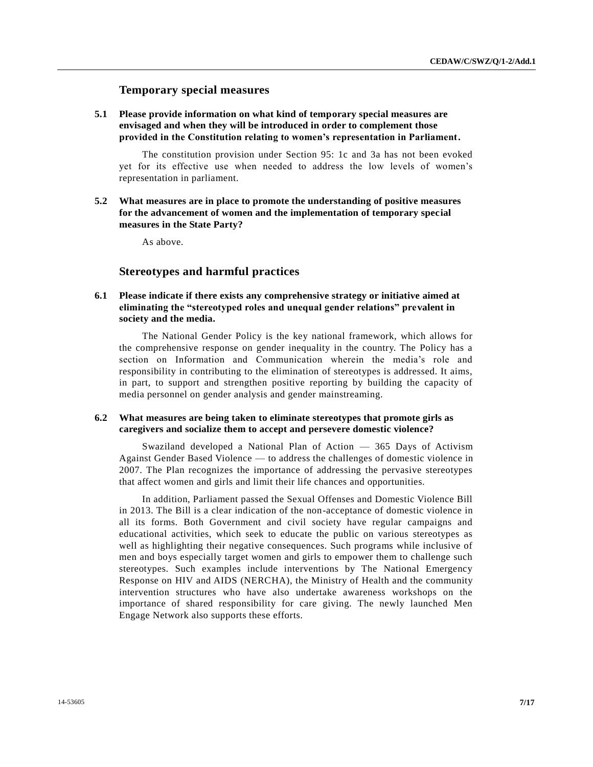## Temporary special measures

**5.1 Please provide information on what kind of temporary special measures are envisaged and when they will be introduced in order to complement those provided in the Constitution relating to women's representation in Parliament.**

The constitution provision under Section 95: 1c and 3a has not been evoked yet for its effective use when needed to address the low levels of women's representation in parliament.

**5.2 What measures are in place to promote the understanding of positive measures for the advancement of women and the implementation of temporary special measures in the State Party?**

As above.

## Stereotypes and harmful practices

**6.1 Please indicate if there exists any comprehensive strategy or initiative aimed at eliminating the "stereotyped roles and unequal gender relations" prevalent in society and the media.**

The National Gender Policy is the key national framework, which allows for the comprehensive response on gender inequality in the country. The Policy has a section on Information and Communication wherein the media's role and responsibility in contributing to the elimination of stereotypes is addressed. It aims, in part, to support and strengthen positive reporting by building the capacity of media personnel on gender analysis and gender mainstreaming.

**6.2 What measures are being taken to eliminate stereotypes that promote girls as caregivers and socialize them to accept and persevere domestic violence?**

Swaziland developed a National Plan of Action — 365 Days of Activism Against Gender Based Violence — to address the challenges of domestic violence in 2007. The Plan recognizes the importance of addressing the pervasive stereotypes that affect women and girls and limit their life chances and opportunities.

In addition, Parliament passed the Sexual Offenses and Domestic Violence Bill in 2013. The Bill is a clear indication of the non-acceptance of domestic violence in all its forms. Both Government and civil society have regular campaigns and educational activities, which seek to educate the public on various stereotypes as well as highlighting their negative consequences. Such programs while inclusive of men and boys especially target women and girls to empower them to challenge such stereotypes. Such examples include interventions by The National Emergency Response on HIV and AIDS (NERCHA), the Ministry of Health and the community intervention structures who have also undertake awareness workshops on the importance of shared responsibility for care giving. The newly launched Men Engage Network also supports these efforts.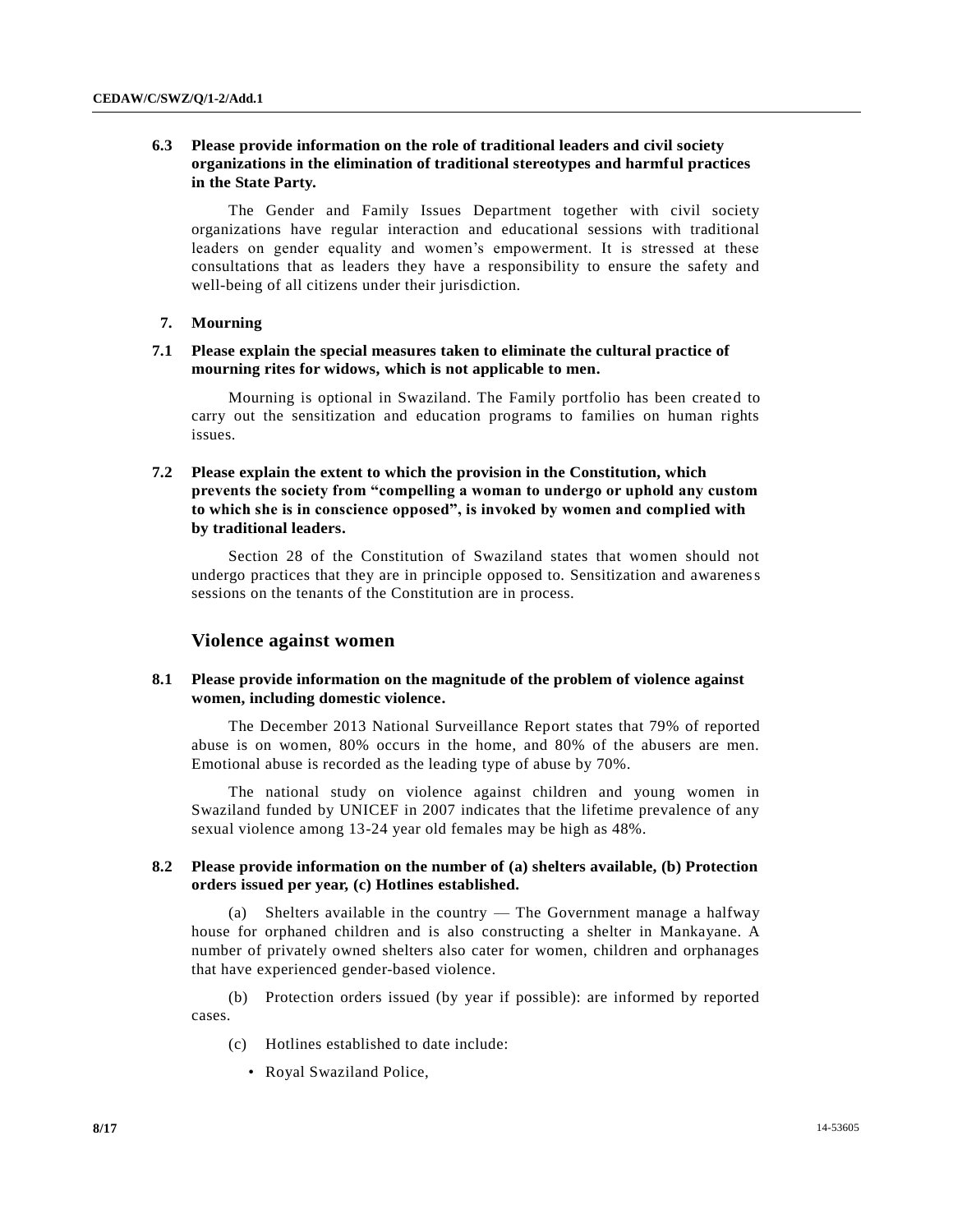**6.3 Please provide information on the role of traditional leaders and civil society organizations in the elimination of traditional stereotypes and harmful practices in the State Party.**

The Gender and Family Issues Department together with civil society organizations have regular interaction and educational sessions with traditional leaders on gender equality and women's empowerment. It is stressed at these consultations that as leaders they have a responsibility to ensure the safety and well-being of all citizens under their jurisdiction.

**7. Mourning**

**7.1 Please explain the special measures taken to eliminate the cultural practice of mourning rites for widows, which is not applicable to men.**

Mourning is optional in Swaziland. The Family portfolio has been created to carry out the sensitization and education programs to families on human rights issues.

**7.2 Please explain the extent to which the provision in the Constitution, which prevents the society from "compelling a woman to undergo or uphold any custom to which she is in conscience opposed", is invoked by women and complied with by traditional leaders.**

Section 28 of the Constitution of Swaziland states that women should not undergo practices that they are in principle opposed to. Sensitization and awareness sessions on the tenants of the Constitution are in process.

## Violence against women

**8.1 Please provide information on the magnitude of the problem of violence against women, including domestic violence.**

The December 2013 National Surveillance Report states that 79% of reported abuse is on women, 80% occurs in the home, and 80% of the abusers are men. Emotional abuse is recorded as the leading type of abuse by 70%.

The national study on violence against children and young women in Swaziland funded by UNICEF in 2007 indicates that the lifetime prevalence of any sexual violence among 13-24 year old females may be high as 48%.

**8.2 Please provide information on the number of (a) shelters available, (b) Protection orders issued per year, (c) Hotlines established.**

(a) Shelters available in the country — The Government manage a halfway house for orphaned children and is also constructing a shelter in Mankayane. A number of privately owned shelters also cater for women, children and orphanages that have experienced gender-based violence.

(b) Protection orders issued (by year if possible): are informed by reported cases.

(c) Hotlines established to date include:

- Royal Swaziland Police,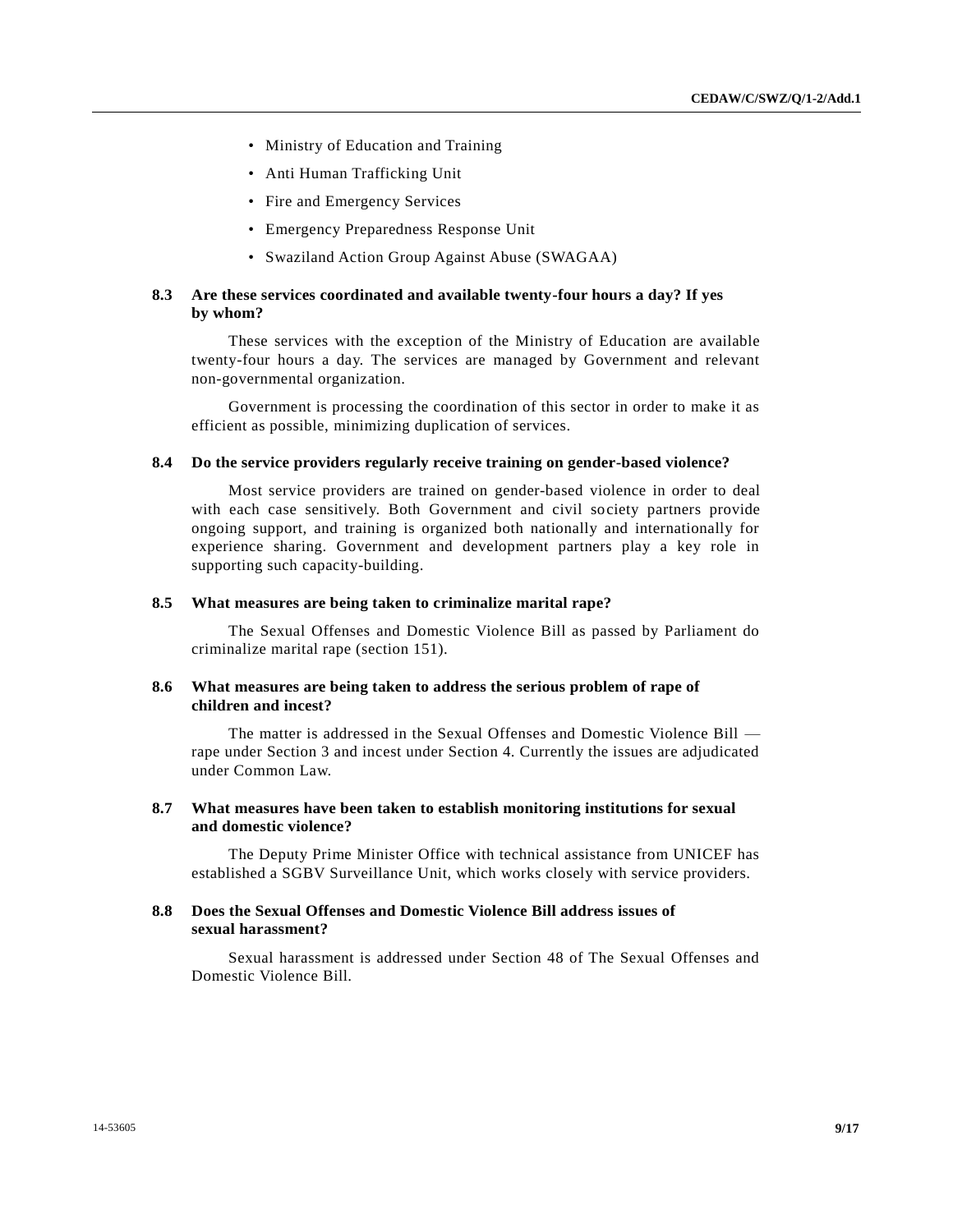- Ministry of Education and Training
- Anti Human Trafficking Unit
- Fire and Emergency Services
- Emergency Preparedness Response Unit
- Swaziland Action Group Against Abuse (SWAGAA)

**8.3 Are these services coordinated and available twenty-four hours a day? If yes by whom?**

These services with the exception of the Ministry of Education are available twenty-four hours a day. The services are managed by Government and relevant non-governmental organization.

Government is processing the coordination of this sector in order to make it as efficient as possible, minimizing duplication of services.

**8.4 Do the service providers regularly receive training on gender-based violence?**

Most service providers are trained on gender-based violence in order to deal with each case sensitively. Both Government and civil society partners provide ongoing support, and training is organized both nationally and internationally for experience sharing. Government and development partners play a key role in supporting such capacity-building.

**8.5 What measures are being taken to criminalize marital rape?**

The Sexual Offenses and Domestic Violence Bill as passed by Parliament do criminalize marital rape (section 151).

**8.6 What measures are being taken to address the serious problem of rape of children and incest?**

The matter is addressed in the Sexual Offenses and Domestic Violence Bill — rape under Section 3 and incest under Section 4. Currently the issues are adjudicated under Common Law.

**8.7 What measures have been taken to establish monitoring institutions for sexual and domestic violence?**

The Deputy Prime Minister Office with technical assistance from UNICEF has established a SGBV Surveillance Unit, which works closely with service providers.

**8.8 Does the Sexual Offenses and Domestic Violence Bill address issues of sexual harassment?**

Sexual harassment is addressed under Section 48 of The Sexual Offenses and Domestic Violence Bill.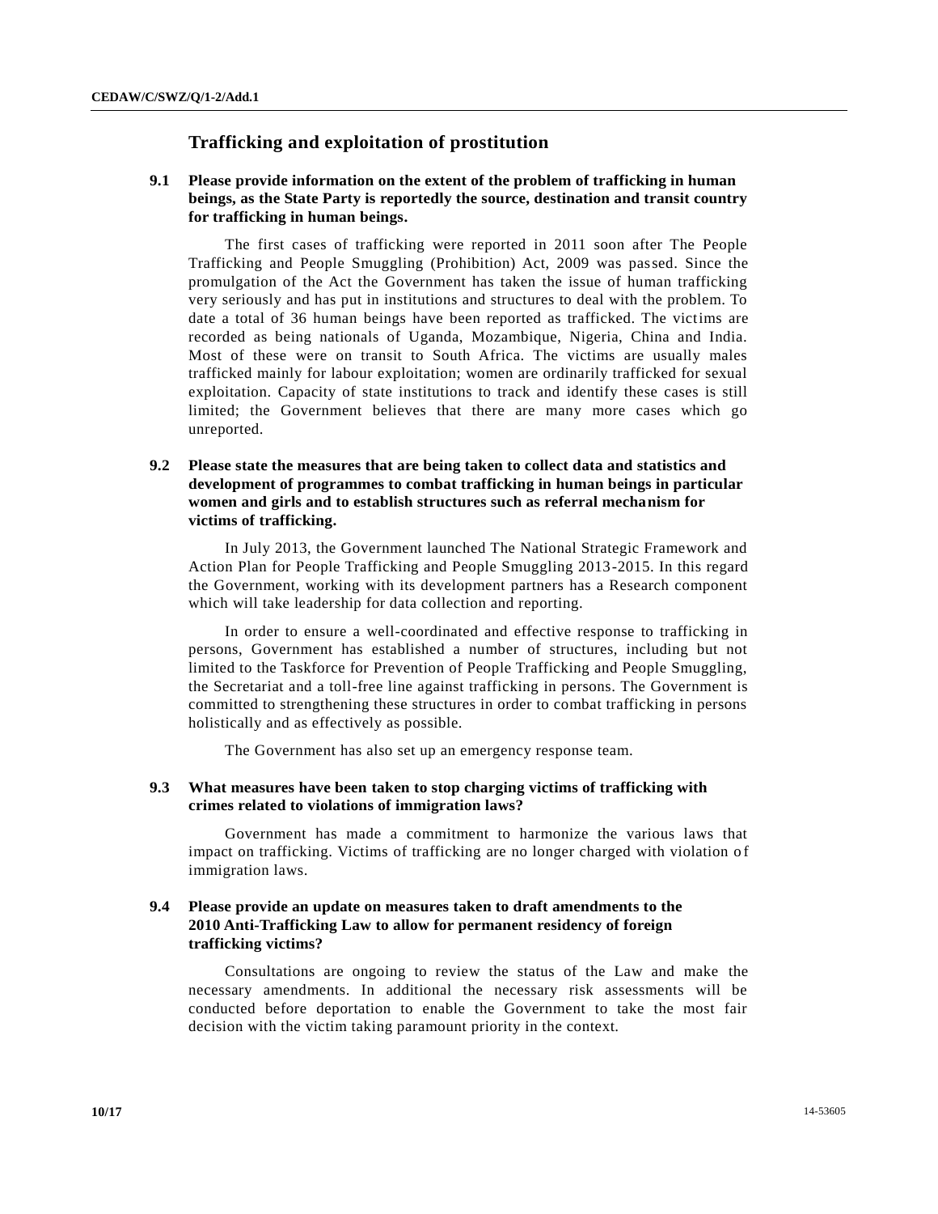## Trafficking and exploitation of prostitution

### 9.1 Please provide information on the extent of the problem of trafficking in human beings, as the State Party is reportedly the source, destination and transit country for trafficking in human beings.

The first cases of trafficking were reported in 2011 soon after The People Trafficking and People Smuggling (Prohibition) Act, 2009 was passed. Since the promulgation of the Act the Government has taken the issue of human trafficking very seriously and has put in institutions and structures to deal with the problem. To date a total of 36 human beings have been reported as trafficked. The victims are recorded as being nationals of Uganda, Mozambique, Nigeria, China and India. Most of these were on transit to South Africa. The victims are usually males trafficked mainly for labour exploitation; women are ordinarily trafficked for sexual exploitation. Capacity of state institutions to track and identify these cases is still limited; the Government believes that there are many more cases which go unreported.

### 9.2 Please state the measures that are being taken to collect data and statistics and development of programmes to combat trafficking in human beings in particular women and girls and to establish structures such as referral mechanism for victims of trafficking.

In July 2013, the Government launched The National Strategic Framework and Action Plan for People Trafficking and People Smuggling 2013-2015. In this regard the Government, working with its development partners has a Research component which will take leadership for data collection and reporting.

In order to ensure a well-coordinated and effective response to trafficking in persons, Government has established a number of structures, including but not limited to the Taskforce for Prevention of People Trafficking and People Smuggling, the Secretariat and a toll-free line against trafficking in persons. The Government is committed to strengthening these structures in order to combat trafficking in persons holistically and as effectively as possible.

The Government has also set up an emergency response team.

### 9.3 What measures have been taken to stop charging victims of trafficking with crimes related to violations of immigration laws?

Government has made a commitment to harmonize the various laws that impact on trafficking. Victims of trafficking are no longer charged with violation of immigration laws.

### 9.4 Please provide an update on measures taken to draft amendments to the 2010 Anti-Trafficking Law to allow for permanent residency of foreign trafficking victims?

Consultations are ongoing to review the status of the Law and make the necessary amendments. In additional the necessary risk assessments will be conducted before deportation to enable the Government to take the most fair decision with the victim taking paramount priority in the context.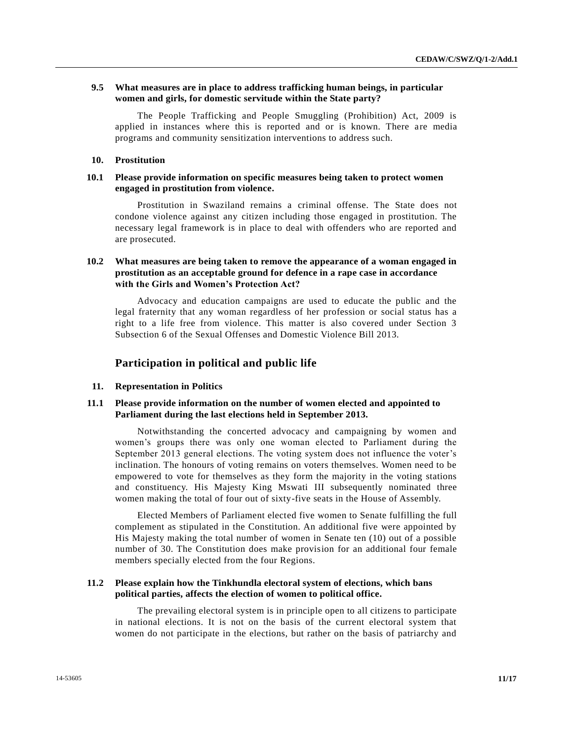**9.5 What measures are in place to address trafficking human beings, in particular women and girls, for domestic servitude within the State party?**

The People Trafficking and People Smuggling (Prohibition) Act, 2009 is applied in instances where this is reported and or is known. There are media programs and community sensitization interventions to address such.

**10. Prostitution**

**10.1 Please provide information on specific measures being taken to protect women engaged in prostitution from violence.**

Prostitution in Swaziland remains a criminal offense. The State does not condone violence against any citizen including those engaged in prostitution. The necessary legal framework is in place to deal with offenders who are reported and are prosecuted.

**10.2 What measures are being taken to remove the appearance of a woman engaged in prostitution as an acceptable ground for defence in a rape case in accordance with the Girls and Women's Protection Act?**

Advocacy and education campaigns are used to educate the public and the legal fraternity that any woman regardless of her profession or social status has a right to a life free from violence. This matter is also covered under Section 3 Subsection 6 of the Sexual Offenses and Domestic Violence Bill 2013.

## Participation in political and public life

**11. Representation in Politics**

**11.1 Please provide information on the number of women elected and appointed to Parliament during the last elections held in September 2013.**

Notwithstanding the concerted advocacy and campaigning by women and women's groups there was only one woman elected to Parliament during the September 2013 general elections. The voting system does not influence the voter's inclination. The honours of voting remains on voters themselves. Women need to be empowered to vote for themselves as they form the majority in the voting stations and constituency. His Majesty King Mswati III subsequently nominated three women making the total of four out of sixty-five seats in the House of Assembly.

Elected Members of Parliament elected five women to Senate fulfilling the full complement as stipulated in the Constitution. An additional five were appointed by His Majesty making the total number of women in Senate ten (10) out of a possible number of 30. The Constitution does make provision for an additional four female members specially elected from the four Regions.

**11.2 Please explain how the Tinkhundla electoral system of elections, which bans political parties, affects the election of women to political office.**

The prevailing electoral system is in principle open to all citizens to participate in national elections. It is not on the basis of the current electoral system that women do not participate in the elections, but rather on the basis of patriarchy and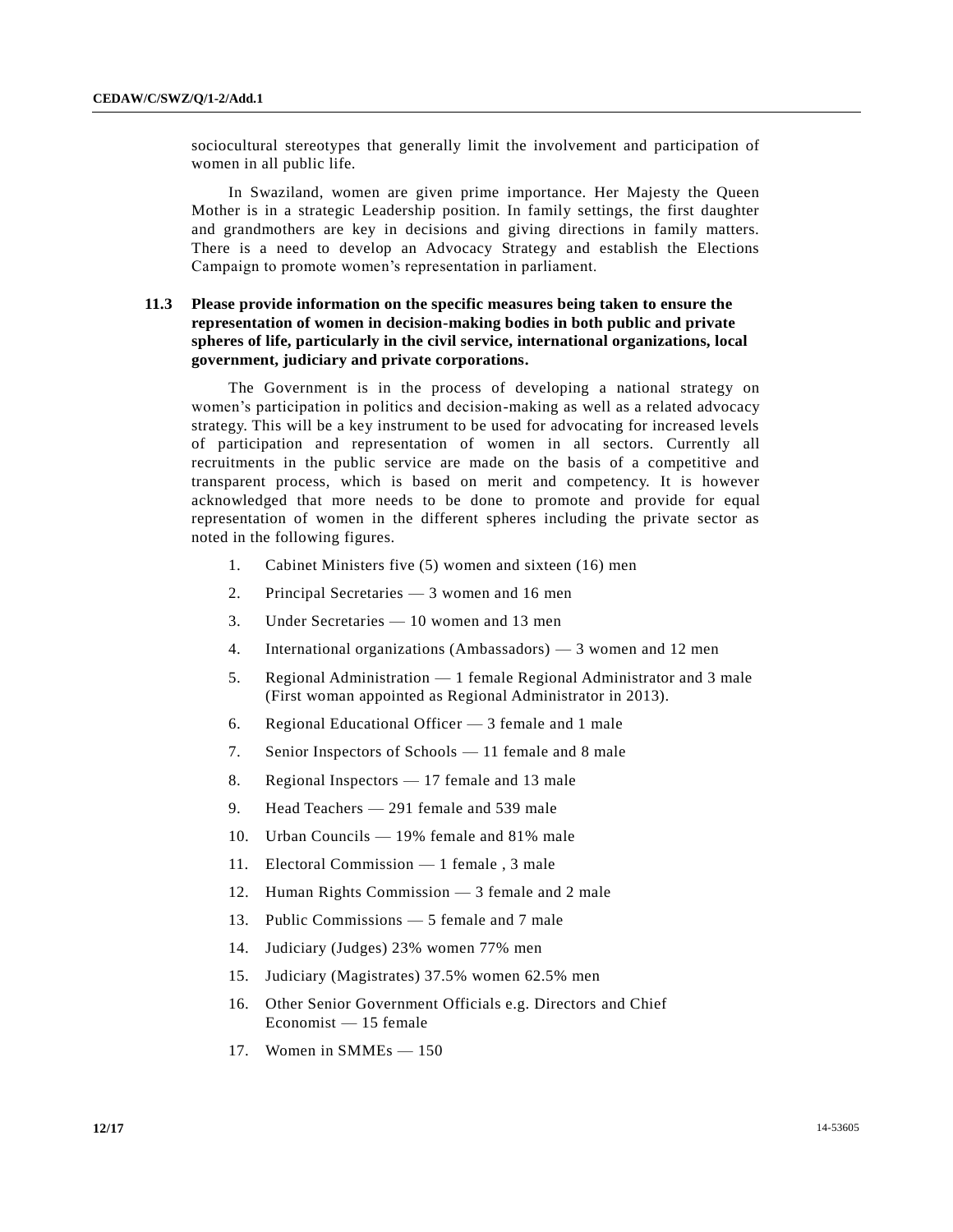sociocultural stereotypes that generally limit the involvement and participation of women in all public life.

In Swaziland, women are given prime importance. Her Majesty the Queen Mother is in a strategic Leadership position. In family settings, the first daughter and grandmothers are key in decisions and giving directions in family matters. There is a need to develop an Advocacy Strategy and establish the Elections Campaign to promote women's representation in parliament.

**11.3 Please provide information on the specific measures being taken to ensure the representation of women in decision-making bodies in both public and private spheres of life, particularly in the civil service, international organizations, local government, judiciary and private corporations.**

The Government is in the process of developing a national strategy on women's participation in politics and decision-making as well as a related advocacy strategy. This will be a key instrument to be used for advocating for increased levels of participation and representation of women in all sectors. Currently all recruitments in the public service are made on the basis of a competitive and transparent process, which is based on merit and competency. It is however acknowledged that more needs to be done to promote and provide for equal representation of women in the different spheres including the private sector as noted in the following figures.

1. Cabinet Ministers five (5) women and sixteen (16) men
2. Principal Secretaries — 3 women and 16 men
3. Under Secretaries — 10 women and 13 men
4. International organizations (Ambassadors) — 3 women and 12 men
5. Regional Administration — 1 female Regional Administrator and 3 male (First woman appointed as Regional Administrator in 2013).
6. Regional Educational Officer — 3 female and 1 male
7. Senior Inspectors of Schools — 11 female and 8 male
8. Regional Inspectors — 17 female and 13 male
9. Head Teachers — 291 female and 539 male
10. Urban Councils — 19% female and 81% male
11. Electoral Commission — 1 female , 3 male
12. Human Rights Commission — 3 female and 2 male
13. Public Commissions — 5 female and 7 male
14. Judiciary (Judges) 23% women 77% men
15. Judiciary (Magistrates) 37.5% women 62.5% men
16. Other Senior Government Officials e.g. Directors and Chief Economist — 15 female
17. Women in SMMEs — 150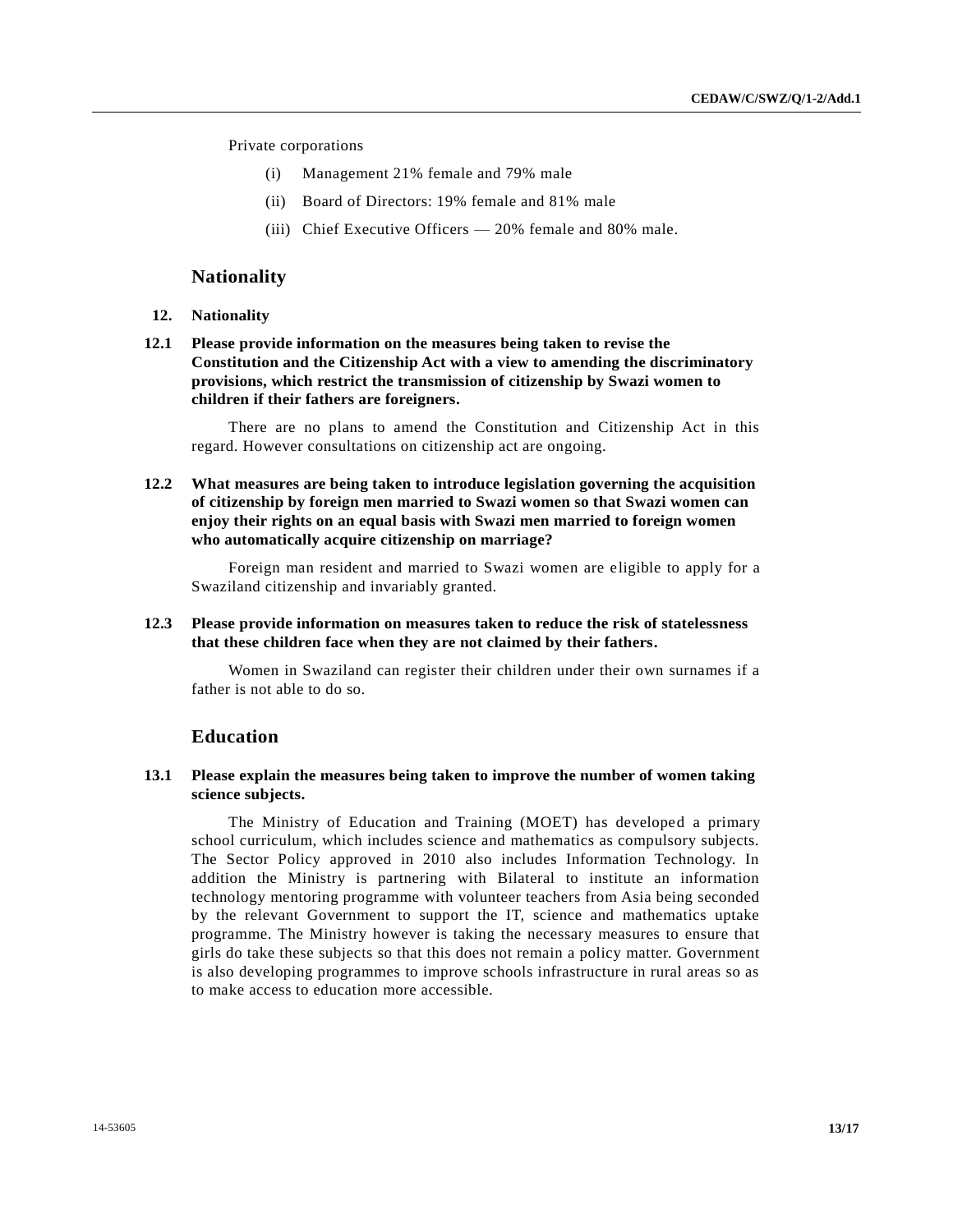Private corporations

(i) Management 21% female and 79% male

(ii) Board of Directors: 19% female and 81% male

(iii) Chief Executive Officers — 20% female and 80% male.

## Nationality

### 12. Nationality

**12.1 Please provide information on the measures being taken to revise the Constitution and the Citizenship Act with a view to amending the discriminatory provisions, which restrict the transmission of citizenship by Swazi women to children if their fathers are foreigners.**

There are no plans to amend the Constitution and Citizenship Act in this regard. However consultations on citizenship act are ongoing.

**12.2 What measures are being taken to introduce legislation governing the acquisition of citizenship by foreign men married to Swazi women so that Swazi women can enjoy their rights on an equal basis with Swazi men married to foreign women who automatically acquire citizenship on marriage?**

Foreign man resident and married to Swazi women are eligible to apply for a Swaziland citizenship and invariably granted.

**12.3 Please provide information on measures taken to reduce the risk of statelessness that these children face when they are not claimed by their fathers.**

Women in Swaziland can register their children under their own surnames if a father is not able to do so.

## Education

**13.1 Please explain the measures being taken to improve the number of women taking science subjects.**

The Ministry of Education and Training (MOET) has developed a primary school curriculum, which includes science and mathematics as compulsory subjects. The Sector Policy approved in 2010 also includes Information Technology. In addition the Ministry is partnering with Bilateral to institute an information technology mentoring programme with volunteer teachers from Asia being seconded by the relevant Government to support the IT, science and mathematics uptake programme. The Ministry however is taking the necessary measures to ensure that girls do take these subjects so that this does not remain a policy matter. Government is also developing programmes to improve schools infrastructure in rural areas so as to make access to education more accessible.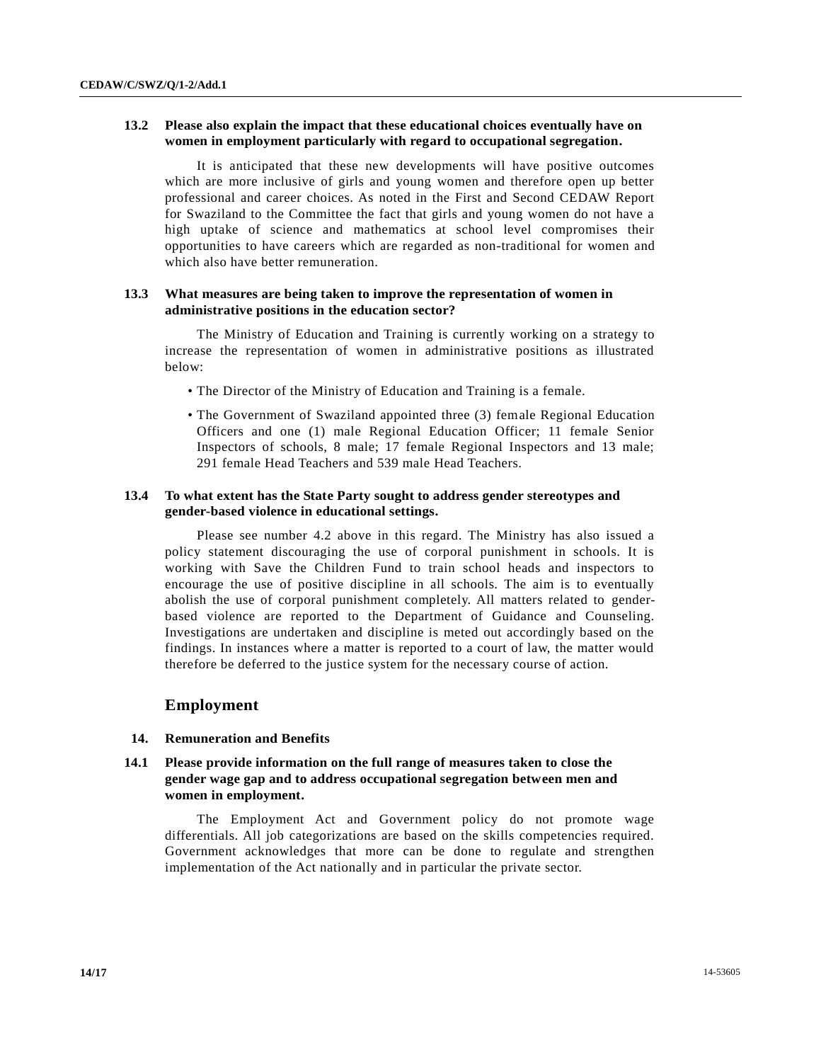**13.2 Please also explain the impact that these educational choices eventually have on women in employment particularly with regard to occupational segregation.**

It is anticipated that these new developments will have positive outcomes which are more inclusive of girls and young women and therefore open up better professional and career choices. As noted in the First and Second CEDAW Report for Swaziland to the Committee the fact that girls and young women do not have a high uptake of science and mathematics at school level compromises their opportunities to have careers which are regarded as non-traditional for women and which also have better remuneration.

**13.3 What measures are being taken to improve the representation of women in administrative positions in the education sector?**

The Ministry of Education and Training is currently working on a strategy to increase the representation of women in administrative positions as illustrated below:

- The Director of the Ministry of Education and Training is a female.
- The Government of Swaziland appointed three (3) female Regional Education Officers and one (1) male Regional Education Officer; 11 female Senior Inspectors of schools, 8 male; 17 female Regional Inspectors and 13 male; 291 female Head Teachers and 539 male Head Teachers.

**13.4 To what extent has the State Party sought to address gender stereotypes and gender-based violence in educational settings.**

Please see number 4.2 above in this regard. The Ministry has also issued a policy statement discouraging the use of corporal punishment in schools. It is working with Save the Children Fund to train school heads and inspectors to encourage the use of positive discipline in all schools. The aim is to eventually abolish the use of corporal punishment completely. All matters related to gender-based violence are reported to the Department of Guidance and Counseling. Investigations are undertaken and discipline is meted out accordingly based on the findings. In instances where a matter is reported to a court of law, the matter would therefore be deferred to the justice system for the necessary course of action.

## Employment

**14. Remuneration and Benefits**

**14.1 Please provide information on the full range of measures taken to close the gender wage gap and to address occupational segregation between men and women in employment.**

The Employment Act and Government policy do not promote wage differentials. All job categorizations are based on the skills competencies required. Government acknowledges that more can be done to regulate and strengthen implementation of the Act nationally and in particular the private sector.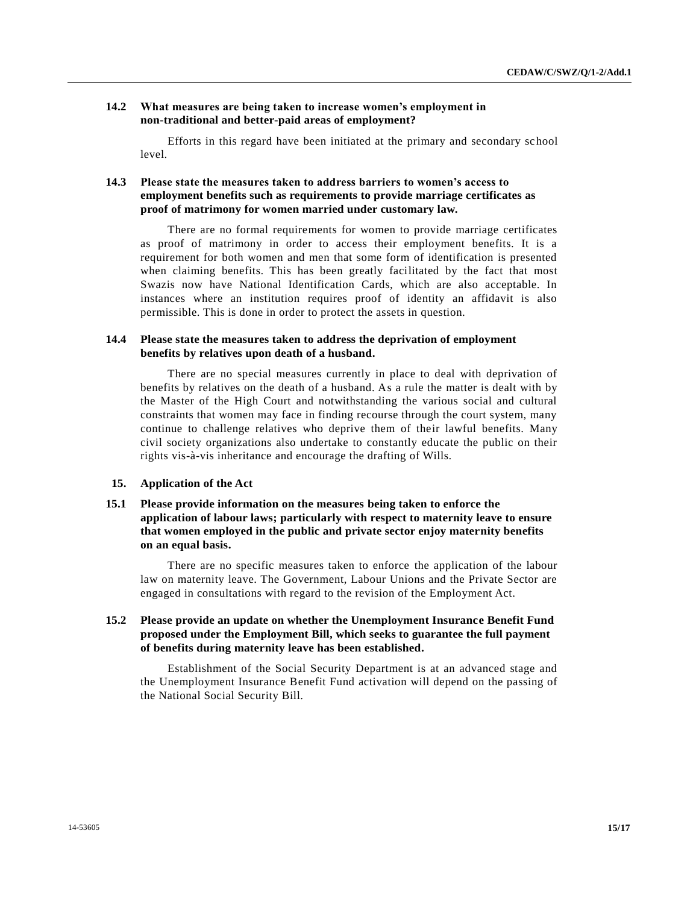**14.2 What measures are being taken to increase women's employment in non-traditional and better-paid areas of employment?**

Efforts in this regard have been initiated at the primary and secondary school level.

**14.3 Please state the measures taken to address barriers to women's access to employment benefits such as requirements to provide marriage certificates as proof of matrimony for women married under customary law.**

There are no formal requirements for women to provide marriage certificates as proof of matrimony in order to access their employment benefits. It is a requirement for both women and men that some form of identification is presented when claiming benefits. This has been greatly facilitated by the fact that most Swazis now have National Identification Cards, which are also acceptable. In instances where an institution requires proof of identity an affidavit is also permissible. This is done in order to protect the assets in question.

**14.4 Please state the measures taken to address the deprivation of employment benefits by relatives upon death of a husband.**

There are no special measures currently in place to deal with deprivation of benefits by relatives on the death of a husband. As a rule the matter is dealt with by the Master of the High Court and notwithstanding the various social and cultural constraints that women may face in finding recourse through the court system, many continue to challenge relatives who deprive them of their lawful benefits. Many civil society organizations also undertake to constantly educate the public on their rights vis-à-vis inheritance and encourage the drafting of Wills.

**15. Application of the Act**

**15.1 Please provide information on the measures being taken to enforce the application of labour laws; particularly with respect to maternity leave to ensure that women employed in the public and private sector enjoy maternity benefits on an equal basis.**

There are no specific measures taken to enforce the application of the labour law on maternity leave. The Government, Labour Unions and the Private Sector are engaged in consultations with regard to the revision of the Employment Act.

**15.2 Please provide an update on whether the Unemployment Insurance Benefit Fund proposed under the Employment Bill, which seeks to guarantee the full payment of benefits during maternity leave has been established.**

Establishment of the Social Security Department is at an advanced stage and the Unemployment Insurance Benefit Fund activation will depend on the passing of the National Social Security Bill.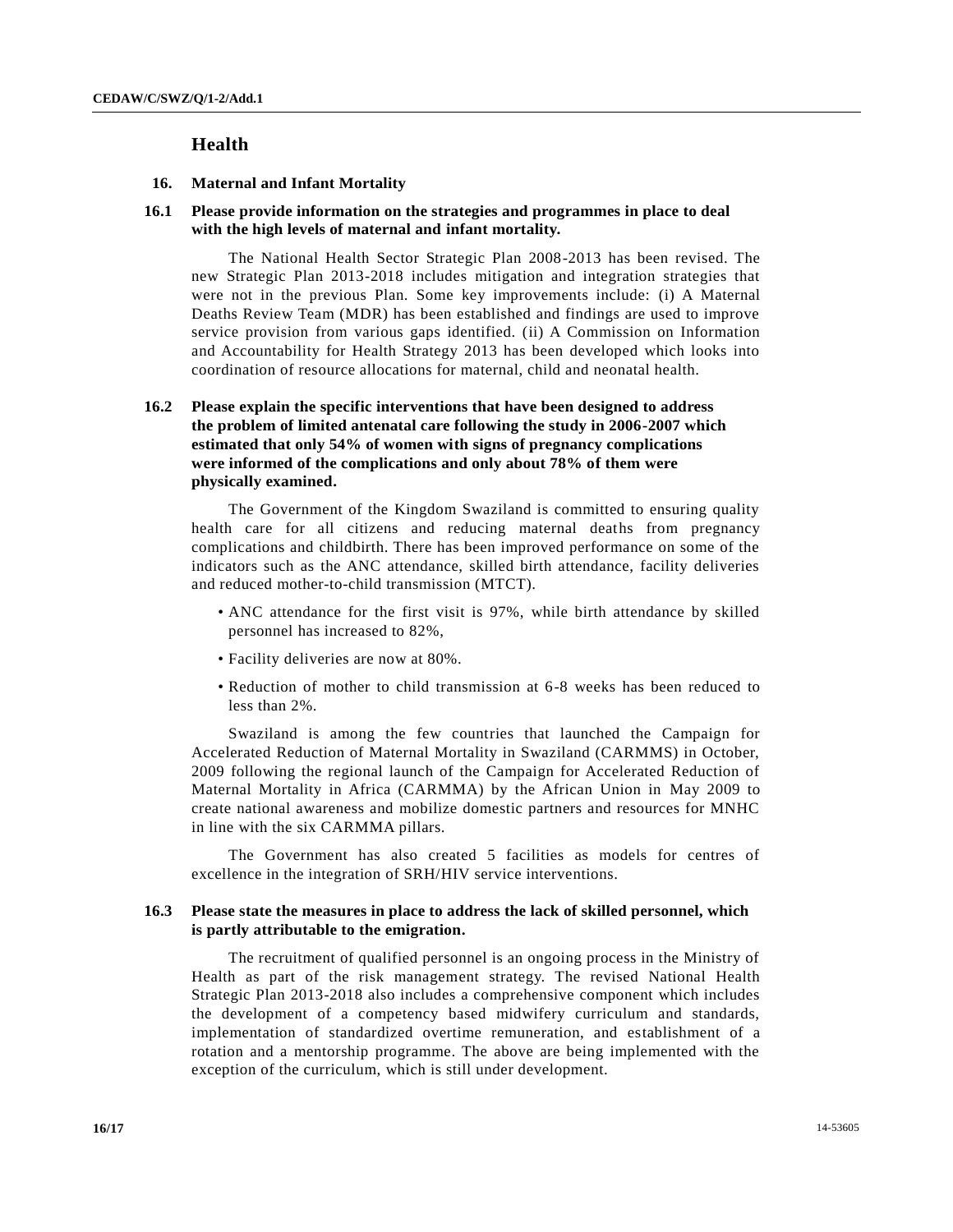## Health

### 16. Maternal and Infant Mortality

**16.1 Please provide information on the strategies and programmes in place to deal with the high levels of maternal and infant mortality.**

The National Health Sector Strategic Plan 2008-2013 has been revised. The new Strategic Plan 2013-2018 includes mitigation and integration strategies that were not in the previous Plan. Some key improvements include: (i) A Maternal Deaths Review Team (MDR) has been established and findings are used to improve service provision from various gaps identified. (ii) A Commission on Information and Accountability for Health Strategy 2013 has been developed which looks into coordination of resource allocations for maternal, child and neonatal health.

**16.2 Please explain the specific interventions that have been designed to address the problem of limited antenatal care following the study in 2006-2007 which estimated that only 54% of women with signs of pregnancy complications were informed of the complications and only about 78% of them were physically examined.**

The Government of the Kingdom Swaziland is committed to ensuring quality health care for all citizens and reducing maternal deaths from pregnancy complications and childbirth. There has been improved performance on some of the indicators such as the ANC attendance, skilled birth attendance, facility deliveries and reduced mother-to-child transmission (MTCT).

- ANC attendance for the first visit is 97%, while birth attendance by skilled personnel has increased to 82%,
- Facility deliveries are now at 80%.
- Reduction of mother to child transmission at 6-8 weeks has been reduced to less than 2%.

Swaziland is among the few countries that launched the Campaign for Accelerated Reduction of Maternal Mortality in Swaziland (CARMMS) in October, 2009 following the regional launch of the Campaign for Accelerated Reduction of Maternal Mortality in Africa (CARMMA) by the African Union in May 2009 to create national awareness and mobilize domestic partners and resources for MNHC in line with the six CARMMA pillars.

The Government has also created 5 facilities as models for centres of excellence in the integration of SRH/HIV service interventions.

**16.3 Please state the measures in place to address the lack of skilled personnel, which is partly attributable to the emigration.**

The recruitment of qualified personnel is an ongoing process in the Ministry of Health as part of the risk management strategy. The revised National Health Strategic Plan 2013-2018 also includes a comprehensive component which includes the development of a competency based midwifery curriculum and standards, implementation of standardized overtime remuneration, and establishment of a rotation and a mentorship programme. The above are being implemented with the exception of the curriculum, which is still under development.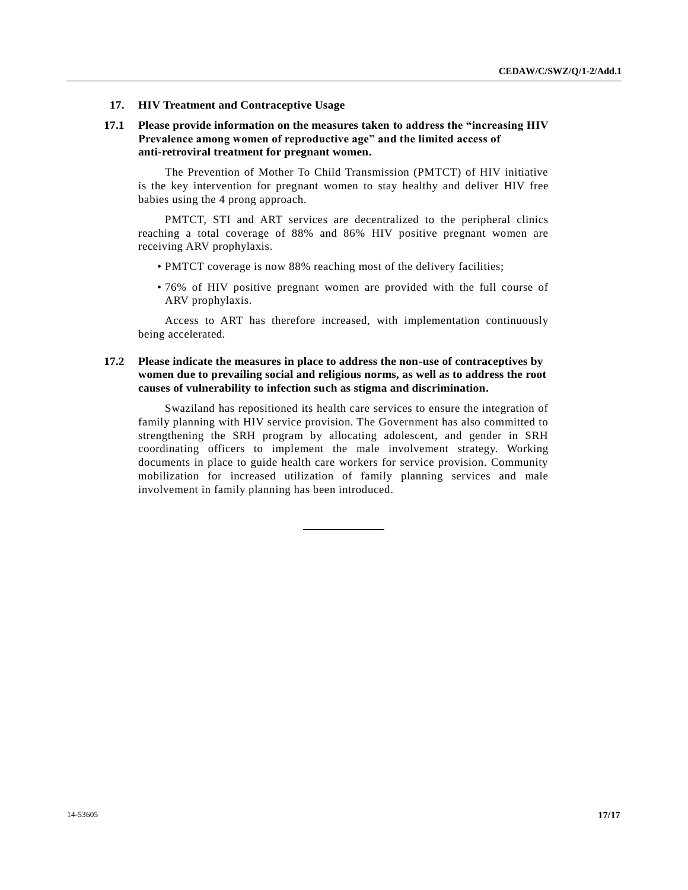## 17. HIV Treatment and Contraceptive Usage

### 17.1 Please provide information on the measures taken to address the "increasing HIV Prevalence among women of reproductive age" and the limited access of anti-retroviral treatment for pregnant women.

The Prevention of Mother To Child Transmission (PMTCT) of HIV initiative is the key intervention for pregnant women to stay healthy and deliver HIV free babies using the 4 prong approach.

PMTCT, STI and ART services are decentralized to the peripheral clinics reaching a total coverage of 88% and 86% HIV positive pregnant women are receiving ARV prophylaxis.

- PMTCT coverage is now 88% reaching most of the delivery facilities;
- 76% of HIV positive pregnant women are provided with the full course of ARV prophylaxis.

Access to ART has therefore increased, with implementation continuously being accelerated.

### 17.2 Please indicate the measures in place to address the non-use of contraceptives by women due to prevailing social and religious norms, as well as to address the root causes of vulnerability to infection such as stigma and discrimination.

Swaziland has repositioned its health care services to ensure the integration of family planning with HIV service provision. The Government has also committed to strengthening the SRH program by allocating adolescent, and gender in SRH coordinating officers to implement the male involvement strategy. Working documents in place to guide health care workers for service provision. Community mobilization for increased utilization of family planning services and male involvement in family planning has been introduced.